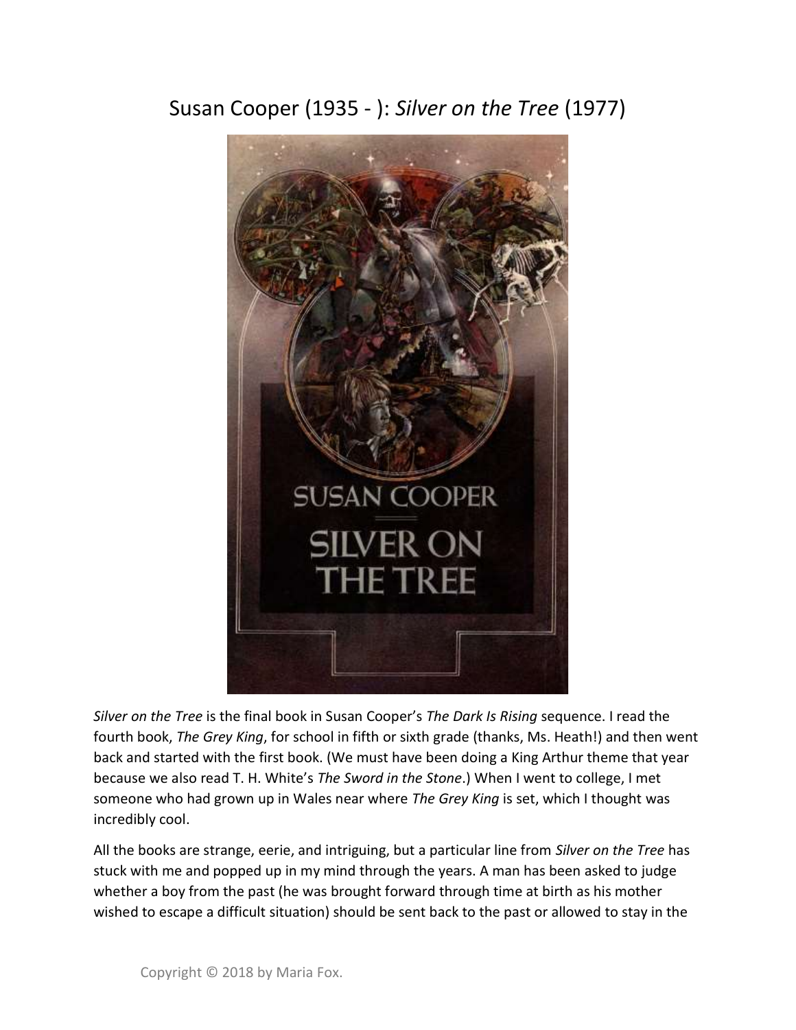# Susan Cooper (1935 - ): *Silver on the Tree* (1977)

*Silver on the Tree* is the final book in Susan Cooper's *The Dark Is Rising* sequence. I read the fourth book, *The Grey King*, for school in fifth or sixth grade (thanks, Ms. Heath!) and then went back and started with the first book. (We must have been doing a King Arthur theme that year because we also read T. H. White's *The Sword in the Stone*.) When I went to college, I met someone who had grown up in Wales near where *The Grey King* is set, which I thought was incredibly cool.

All the books are strange, eerie, and intriguing, but a particular line from *Silver on the Tree* has stuck with me and popped up in my mind through the years. A man has been asked to judge whether a boy from the past (he was brought forward through time at birth as his mother wished to escape a difficult situation) should be sent back to the past or allowed to stay in the

Copyright © 2018 by Maria Fox.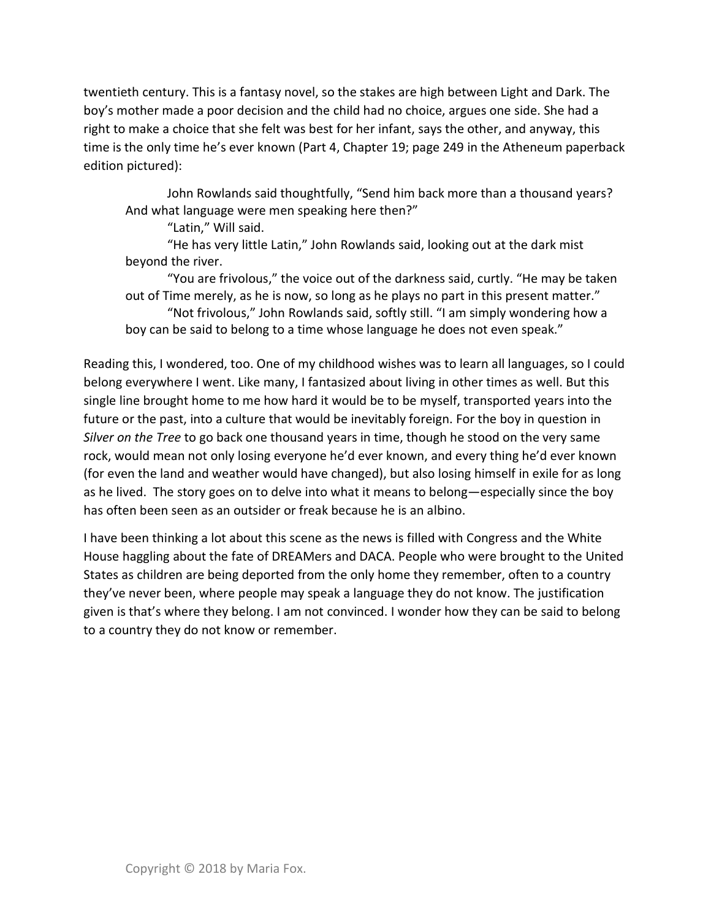twentieth century. This is a fantasy novel, so the stakes are high between Light and Dark. The boy's mother made a poor decision and the child had no choice, argues one side. She had a right to make a choice that she felt was best for her infant, says the other, and anyway, this time is the only time he's ever known (Part 4, Chapter 19; page 249 in the Atheneum paperback edition pictured):

> John Rowlands said thoughtfully, "Send him back more than a thousand years? And what language were men speaking here then?"
>
> "Latin," Will said.
>
> "He has very little Latin," John Rowlands said, looking out at the dark mist beyond the river.
>
> "You are frivolous," the voice out of the darkness said, curtly. "He may be taken out of Time merely, as he is now, so long as he plays no part in this present matter."
>
> "Not frivolous," John Rowlands said, softly still. "I am simply wondering how a boy can be said to belong to a time whose language he does not even speak."

Reading this, I wondered, too. One of my childhood wishes was to learn all languages, so I could belong everywhere I went. Like many, I fantasized about living in other times as well. But this single line brought home to me how hard it would be to be myself, transported years into the future or the past, into a culture that would be inevitably foreign. For the boy in question in *Silver on the Tree* to go back one thousand years in time, though he stood on the very same rock, would mean not only losing everyone he'd ever known, and every thing he'd ever known (for even the land and weather would have changed), but also losing himself in exile for as long as he lived. The story goes on to delve into what it means to belong—especially since the boy has often been seen as an outsider or freak because he is an albino.

I have been thinking a lot about this scene as the news is filled with Congress and the White House haggling about the fate of DREAMers and DACA. People who were brought to the United States as children are being deported from the only home they remember, often to a country they've never been, where people may speak a language they do not know. The justification given is that's where they belong. I am not convinced. I wonder how they can be said to belong to a country they do not know or remember.

Copyright © 2018 by Maria Fox.